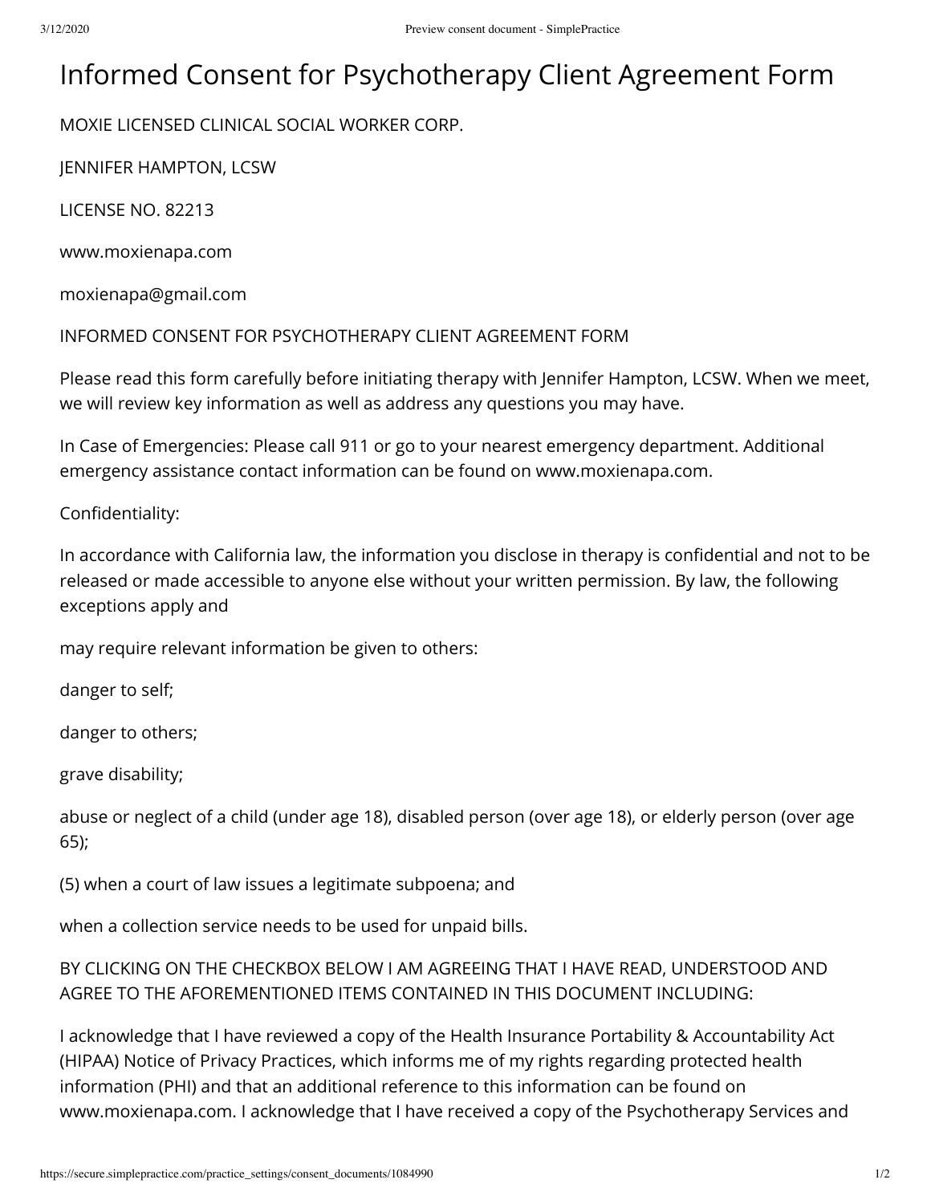# Informed Consent for Psychotherapy Client Agreement Form

MOXIE LICENSED CLINICAL SOCIAL WORKER CORP.

JENNIFER HAMPTON, LCSW

LICENSE NO. 82213

www.moxienapa.com

moxienapa@gmail.com

INFORMED CONSENT FOR PSYCHOTHERAPY CLIENT AGREEMENT FORM

Please read this form carefully before initiating therapy with Jennifer Hampton, LCSW. When we meet, we will review key information as well as address any questions you may have.

In Case of Emergencies: Please call 911 or go to your nearest emergency department. Additional emergency assistance contact information can be found on www.moxienapa.com.

Confidentiality:

In accordance with California law, the information you disclose in therapy is confidential and not to be released or made accessible to anyone else without your written permission. By law, the following exceptions apply and

may require relevant information be given to others:

danger to self;

danger to others;

grave disability;

abuse or neglect of a child (under age 18), disabled person (over age 18), or elderly person (over age 65);

(5) when a court of law issues a legitimate subpoena; and

when a collection service needs to be used for unpaid bills.

BY CLICKING ON THE CHECKBOX BELOW I AM AGREEING THAT I HAVE READ, UNDERSTOOD AND AGREE TO THE AFOREMENTIONED ITEMS CONTAINED IN THIS DOCUMENT INCLUDING:

I acknowledge that I have reviewed a copy of the Health Insurance Portability & Accountability Act (HIPAA) Notice of Privacy Practices, which informs me of my rights regarding protected health information (PHI) and that an additional reference to this information can be found on www.moxienapa.com. I acknowledge that I have received a copy of the Psychotherapy Services and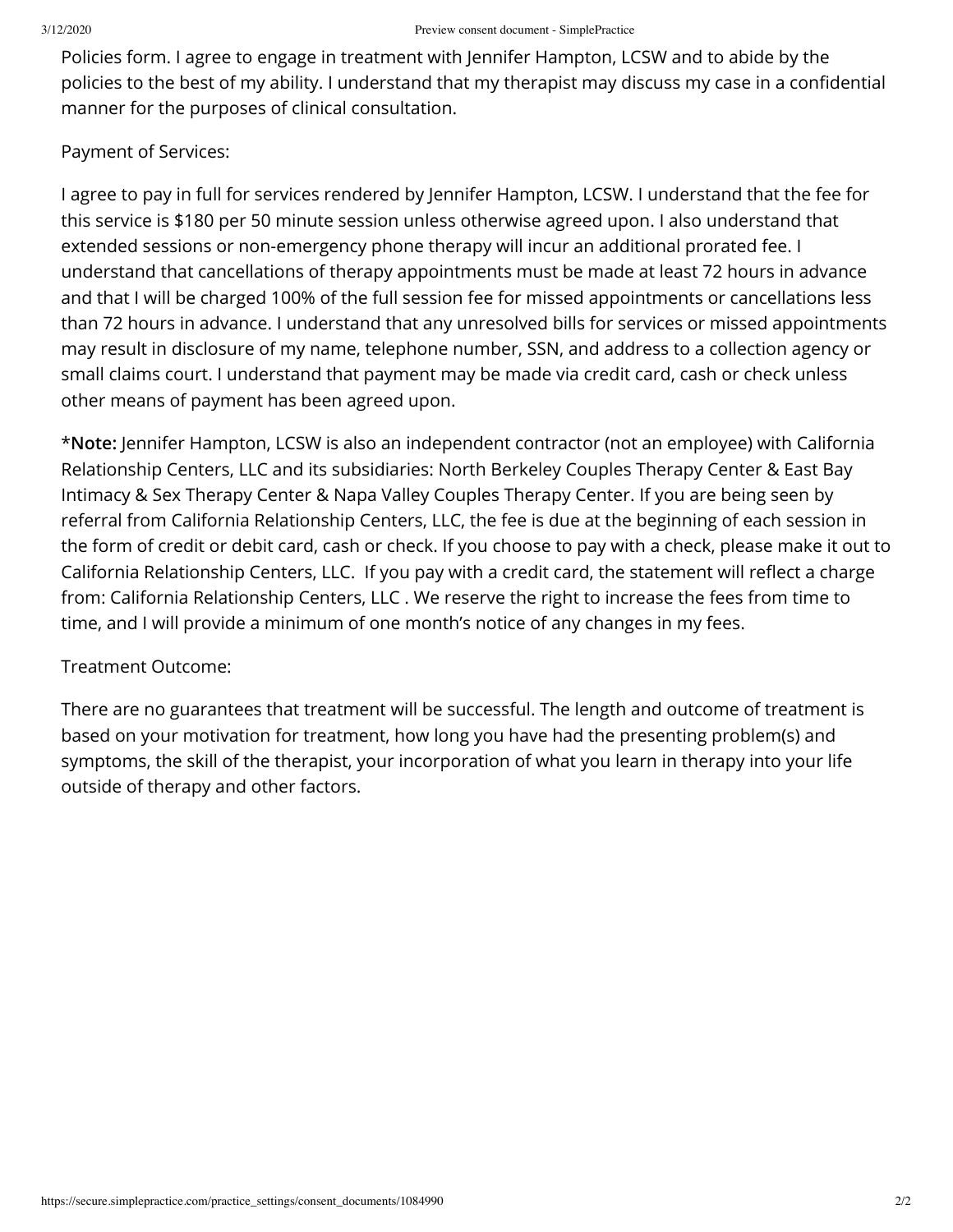Policies form. I agree to engage in treatment with Jennifer Hampton, LCSW and to abide by the policies to the best of my ability. I understand that my therapist may discuss my case in a confidential manner for the purposes of clinical consultation.

Payment of Services:

I agree to pay in full for services rendered by Jennifer Hampton, LCSW. I understand that the fee for this service is $180 per 50 minute session unless otherwise agreed upon. I also understand that extended sessions or non-emergency phone therapy will incur an additional prorated fee. I understand that cancellations of therapy appointments must be made at least 72 hours in advance and that I will be charged 100% of the full session fee for missed appointments or cancellations less than 72 hours in advance. I understand that any unresolved bills for services or missed appointments may result in disclosure of my name, telephone number, SSN, and address to a collection agency or small claims court. I understand that payment may be made via credit card, cash or check unless other means of payment has been agreed upon.

***Note:** Jennifer Hampton, LCSW is also an independent contractor (not an employee) with California Relationship Centers, LLC and its subsidiaries: North Berkeley Couples Therapy Center & East Bay Intimacy & Sex Therapy Center & Napa Valley Couples Therapy Center. If you are being seen by referral from California Relationship Centers, LLC, the fee is due at the beginning of each session in the form of credit or debit card, cash or check. If you choose to pay with a check, please make it out to California Relationship Centers, LLC. If you pay with a credit card, the statement will reflect a charge from: California Relationship Centers, LLC . We reserve the right to increase the fees from time to time, and I will provide a minimum of one month's notice of any changes in my fees.

Treatment Outcome:

There are no guarantees that treatment will be successful. The length and outcome of treatment is based on your motivation for treatment, how long you have had the presenting problem(s) and symptoms, the skill of the therapist, your incorporation of what you learn in therapy into your life outside of therapy and other factors.